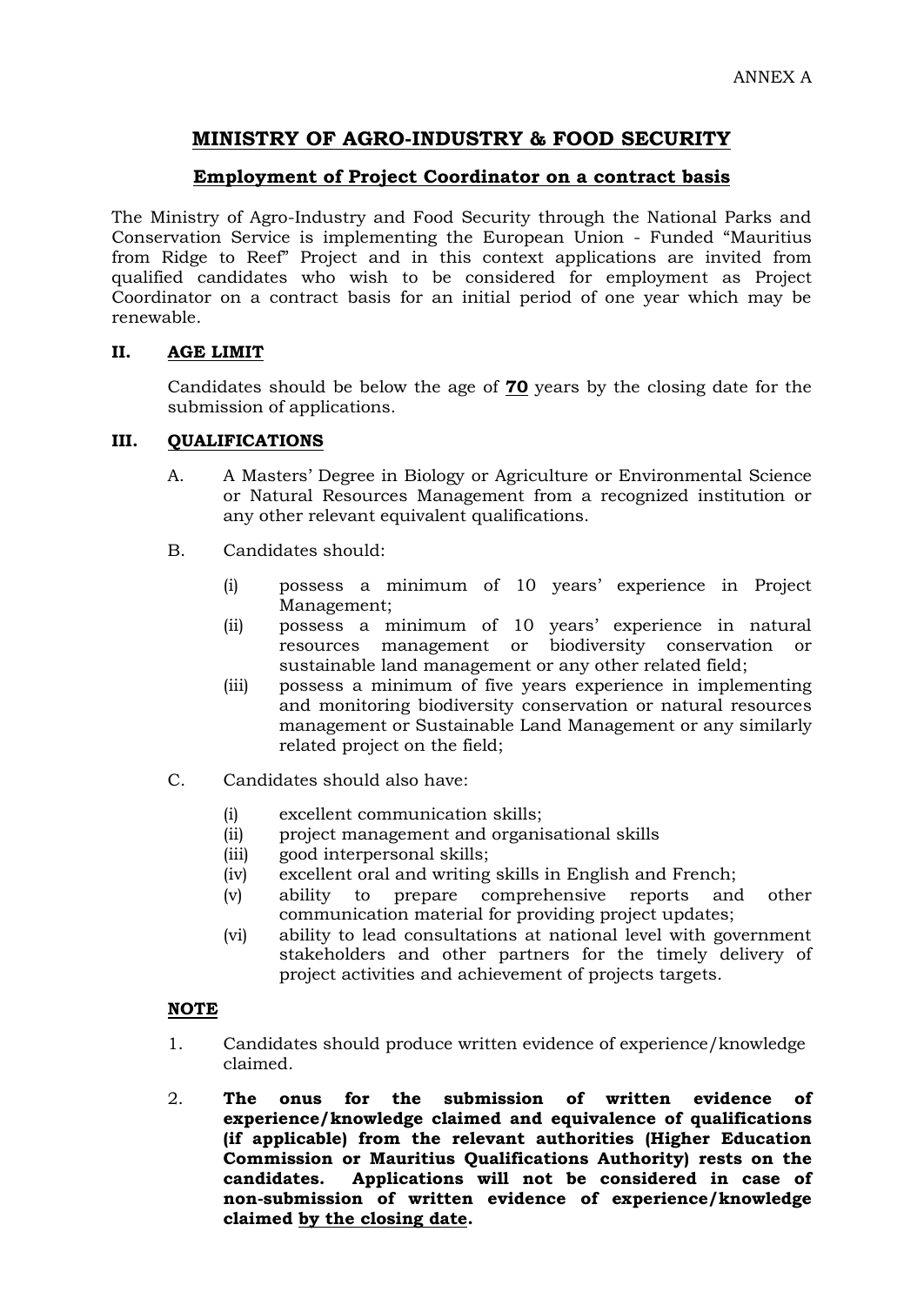ANNEX A

# MINISTRY OF AGRO-INDUSTRY & FOOD SECURITY

## Employment of Project Coordinator on a contract basis

The Ministry of Agro-Industry and Food Security through the National Parks and Conservation Service is implementing the European Union - Funded "Mauritius from Ridge to Reef" Project and in this context applications are invited from qualified candidates who wish to be considered for employment as Project Coordinator on a contract basis for an initial period of one year which may be renewable.

### II. AGE LIMIT

Candidates should be below the age of **70** years by the closing date for the submission of applications.

### III. QUALIFICATIONS

A. A Masters' Degree in Biology or Agriculture or Environmental Science or Natural Resources Management from a recognized institution or any other relevant equivalent qualifications.

B. Candidates should:

(i) possess a minimum of 10 years' experience in Project Management;

(ii) possess a minimum of 10 years' experience in natural resources management or biodiversity conservation or sustainable land management or any other related field;

(iii) possess a minimum of five years experience in implementing and monitoring biodiversity conservation or natural resources management or Sustainable Land Management or any similarly related project on the field;

C. Candidates should also have:

(i) excellent communication skills;

(ii) project management and organisational skills

(iii) good interpersonal skills;

(iv) excellent oral and writing skills in English and French;

(v) ability to prepare comprehensive reports and other communication material for providing project updates;

(vi) ability to lead consultations at national level with government stakeholders and other partners for the timely delivery of project activities and achievement of projects targets.

**NOTE**

1. Candidates should produce written evidence of experience/knowledge claimed.

2. **The onus for the submission of written evidence of experience/knowledge claimed and equivalence of qualifications (if applicable) from the relevant authorities (Higher Education Commission or Mauritius Qualifications Authority) rests on the candidates. Applications will not be considered in case of non-submission of written evidence of experience/knowledge claimed by the closing date.**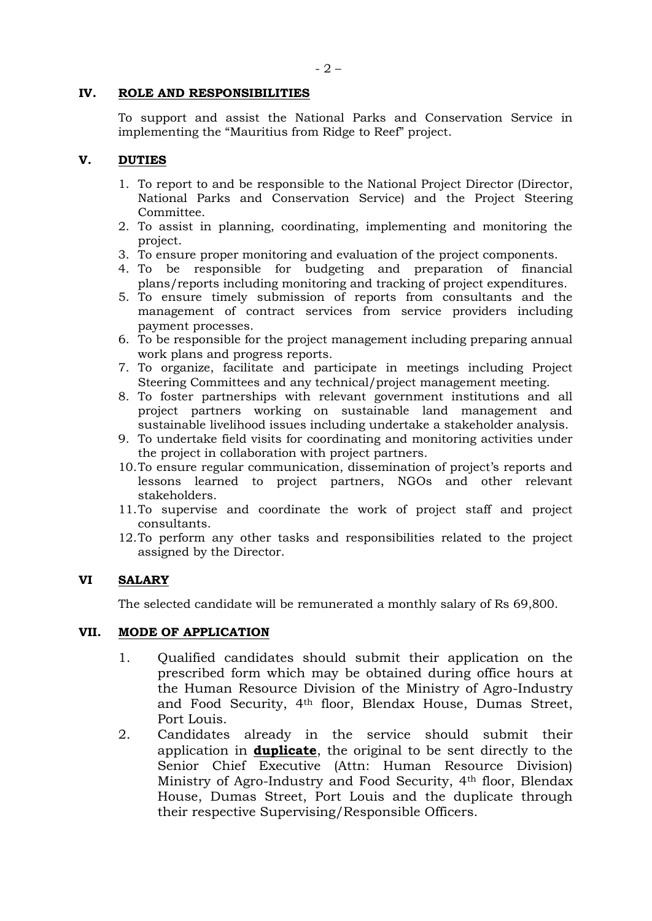## IV. ROLE AND RESPONSIBILITIES

To support and assist the National Parks and Conservation Service in implementing the "Mauritius from Ridge to Reef" project.

## V. DUTIES

1. To report to and be responsible to the National Project Director (Director, National Parks and Conservation Service) and the Project Steering Committee.
2. To assist in planning, coordinating, implementing and monitoring the project.
3. To ensure proper monitoring and evaluation of the project components.
4. To be responsible for budgeting and preparation of financial plans/reports including monitoring and tracking of project expenditures.
5. To ensure timely submission of reports from consultants and the management of contract services from service providers including payment processes.
6. To be responsible for the project management including preparing annual work plans and progress reports.
7. To organize, facilitate and participate in meetings including Project Steering Committees and any technical/project management meeting.
8. To foster partnerships with relevant government institutions and all project partners working on sustainable land management and sustainable livelihood issues including undertake a stakeholder analysis.
9. To undertake field visits for coordinating and monitoring activities under the project in collaboration with project partners.
10. To ensure regular communication, dissemination of project's reports and lessons learned to project partners, NGOs and other relevant stakeholders.
11. To supervise and coordinate the work of project staff and project consultants.
12. To perform any other tasks and responsibilities related to the project assigned by the Director.

## VI SALARY

The selected candidate will be remunerated a monthly salary of Rs 69,800.

## VII. MODE OF APPLICATION

1. Qualified candidates should submit their application on the prescribed form which may be obtained during office hours at the Human Resource Division of the Ministry of Agro-Industry and Food Security, 4th floor, Blendax House, Dumas Street, Port Louis.
2. Candidates already in the service should submit their application in **duplicate**, the original to be sent directly to the Senior Chief Executive (Attn: Human Resource Division) Ministry of Agro-Industry and Food Security, 4th floor, Blendax House, Dumas Street, Port Louis and the duplicate through their respective Supervising/Responsible Officers.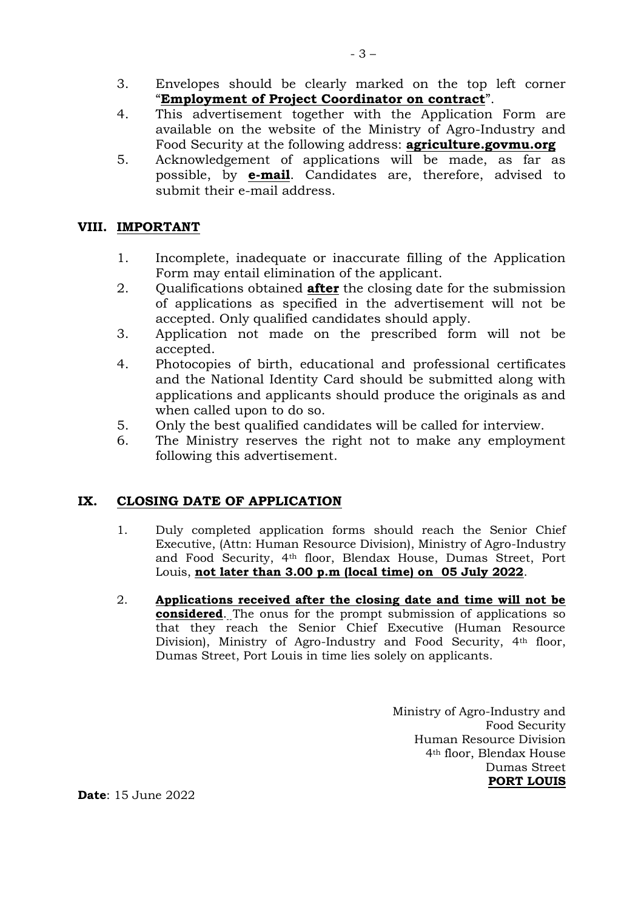3. Envelopes should be clearly marked on the top left corner "**Employment of Project Coordinator on contract**".
4. This advertisement together with the Application Form are available on the website of the Ministry of Agro-Industry and Food Security at the following address: **agriculture.govmu.org**
5. Acknowledgement of applications will be made, as far as possible, by **e-mail**. Candidates are, therefore, advised to submit their e-mail address.

## VIII. IMPORTANT

1. Incomplete, inadequate or inaccurate filling of the Application Form may entail elimination of the applicant.
2. Qualifications obtained **after** the closing date for the submission of applications as specified in the advertisement will not be accepted. Only qualified candidates should apply.
3. Application not made on the prescribed form will not be accepted.
4. Photocopies of birth, educational and professional certificates and the National Identity Card should be submitted along with applications and applicants should produce the originals as and when called upon to do so.
5. Only the best qualified candidates will be called for interview.
6. The Ministry reserves the right not to make any employment following this advertisement.

## IX. CLOSING DATE OF APPLICATION

1. Duly completed application forms should reach the Senior Chief Executive, (Attn: Human Resource Division), Ministry of Agro-Industry and Food Security, 4th floor, Blendax House, Dumas Street, Port Louis, **not later than 3.00 p.m (local time) on 05 July 2022**.

2. **Applications received after the closing date and time will not be considered**. The onus for the prompt submission of applications so that they reach the Senior Chief Executive (Human Resource Division), Ministry of Agro-Industry and Food Security, 4th floor, Dumas Street, Port Louis in time lies solely on applicants.

Ministry of Agro-Industry and
Food Security
Human Resource Division
4th floor, Blendax House
Dumas Street
**PORT LOUIS**

**Date**: 15 June 2022